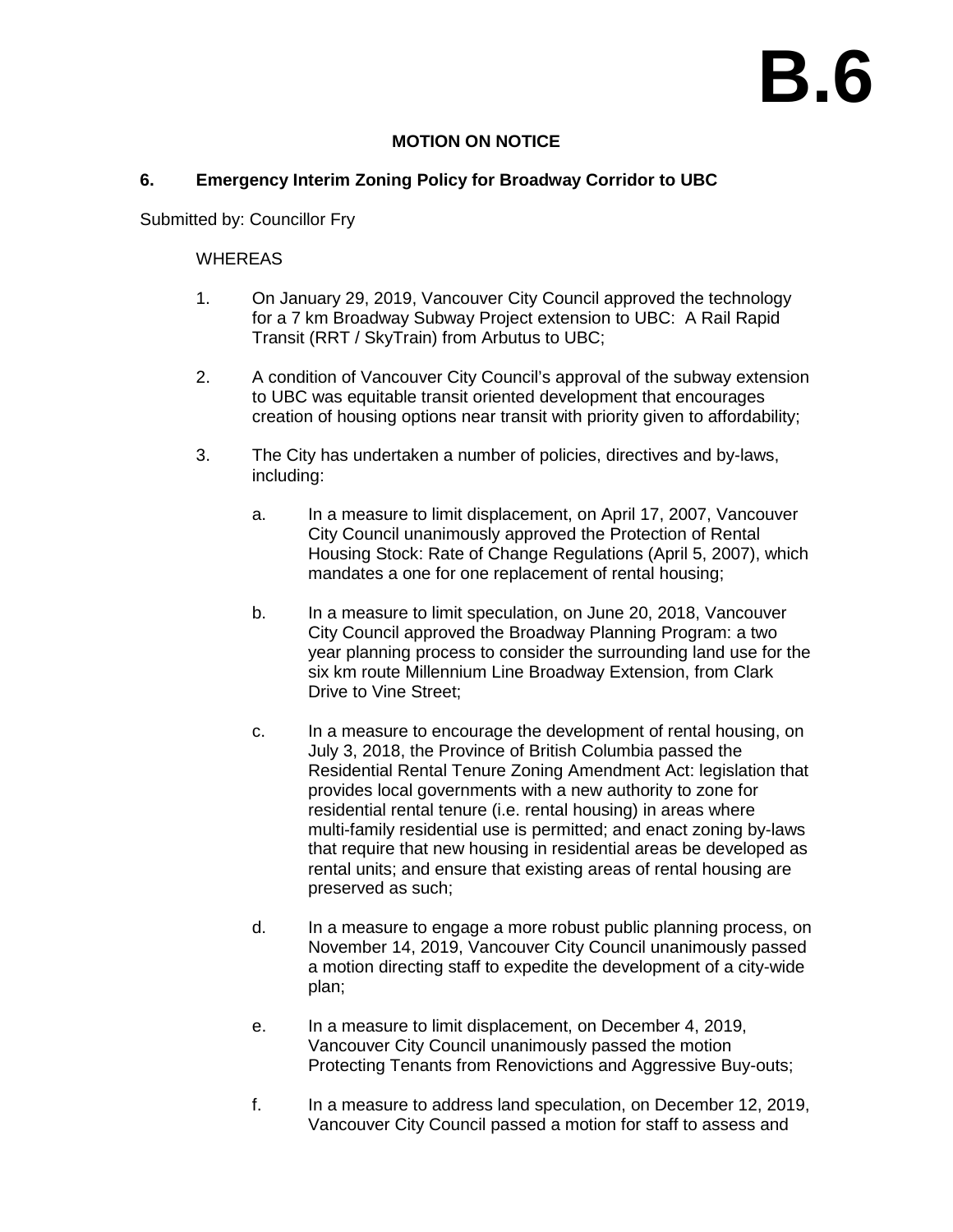# B.6

**MOTION ON NOTICE**

**6. Emergency Interim Zoning Policy for Broadway Corridor to UBC**

Submitted by: Councillor Fry

WHEREAS

1. On January 29, 2019, Vancouver City Council approved the technology for a 7 km Broadway Subway Project extension to UBC: A Rail Rapid Transit (RRT / SkyTrain) from Arbutus to UBC;

2. A condition of Vancouver City Council's approval of the subway extension to UBC was equitable transit oriented development that encourages creation of housing options near transit with priority given to affordability;

3. The City has undertaken a number of policies, directives and by-laws, including:

   a. In a measure to limit displacement, on April 17, 2007, Vancouver City Council unanimously approved the Protection of Rental Housing Stock: Rate of Change Regulations (April 5, 2007), which mandates a one for one replacement of rental housing;

   b. In a measure to limit speculation, on June 20, 2018, Vancouver City Council approved the Broadway Planning Program: a two year planning process to consider the surrounding land use for the six km route Millennium Line Broadway Extension, from Clark Drive to Vine Street;

   c. In a measure to encourage the development of rental housing, on July 3, 2018, the Province of British Columbia passed the Residential Rental Tenure Zoning Amendment Act: legislation that provides local governments with a new authority to zone for residential rental tenure (i.e. rental housing) in areas where multi-family residential use is permitted; and enact zoning by-laws that require that new housing in residential areas be developed as rental units; and ensure that existing areas of rental housing are preserved as such;

   d. In a measure to engage a more robust public planning process, on November 14, 2019, Vancouver City Council unanimously passed a motion directing staff to expedite the development of a city-wide plan;

   e. In a measure to limit displacement, on December 4, 2019, Vancouver City Council unanimously passed the motion Protecting Tenants from Renovictions and Aggressive Buy-outs;

   f. In a measure to address land speculation, on December 12, 2019, Vancouver City Council passed a motion for staff to assess and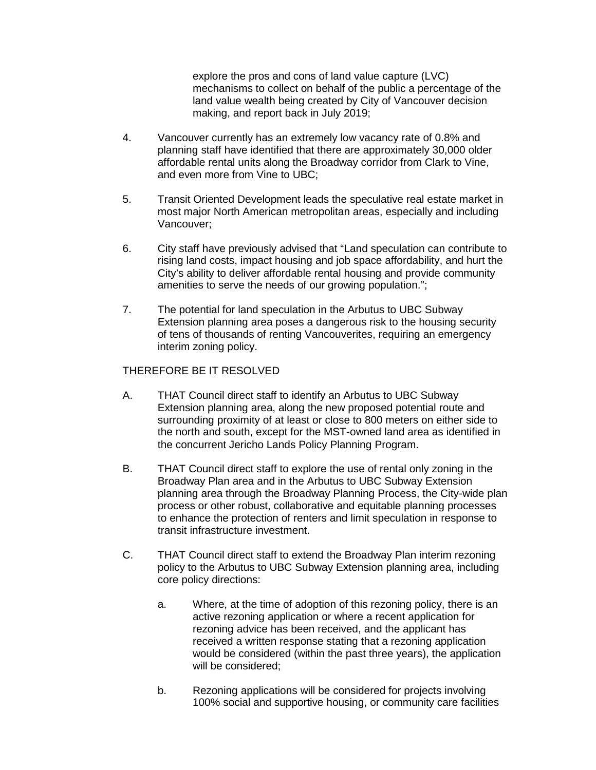explore the pros and cons of land value capture (LVC) mechanisms to collect on behalf of the public a percentage of the land value wealth being created by City of Vancouver decision making, and report back in July 2019;

4. Vancouver currently has an extremely low vacancy rate of 0.8% and planning staff have identified that there are approximately 30,000 older affordable rental units along the Broadway corridor from Clark to Vine, and even more from Vine to UBC;

5. Transit Oriented Development leads the speculative real estate market in most major North American metropolitan areas, especially and including Vancouver;

6. City staff have previously advised that "Land speculation can contribute to rising land costs, impact housing and job space affordability, and hurt the City's ability to deliver affordable rental housing and provide community amenities to serve the needs of our growing population.";

7. The potential for land speculation in the Arbutus to UBC Subway Extension planning area poses a dangerous risk to the housing security of tens of thousands of renting Vancouverites, requiring an emergency interim zoning policy.

THEREFORE BE IT RESOLVED

A. THAT Council direct staff to identify an Arbutus to UBC Subway Extension planning area, along the new proposed potential route and surrounding proximity of at least or close to 800 meters on either side to the north and south, except for the MST-owned land area as identified in the concurrent Jericho Lands Policy Planning Program.

B. THAT Council direct staff to explore the use of rental only zoning in the Broadway Plan area and in the Arbutus to UBC Subway Extension planning area through the Broadway Planning Process, the City-wide plan process or other robust, collaborative and equitable planning processes to enhance the protection of renters and limit speculation in response to transit infrastructure investment.

C. THAT Council direct staff to extend the Broadway Plan interim rezoning policy to the Arbutus to UBC Subway Extension planning area, including core policy directions:

   a. Where, at the time of adoption of this rezoning policy, there is an active rezoning application or where a recent application for rezoning advice has been received, and the applicant has received a written response stating that a rezoning application would be considered (within the past three years), the application will be considered;

   b. Rezoning applications will be considered for projects involving 100% social and supportive housing, or community care facilities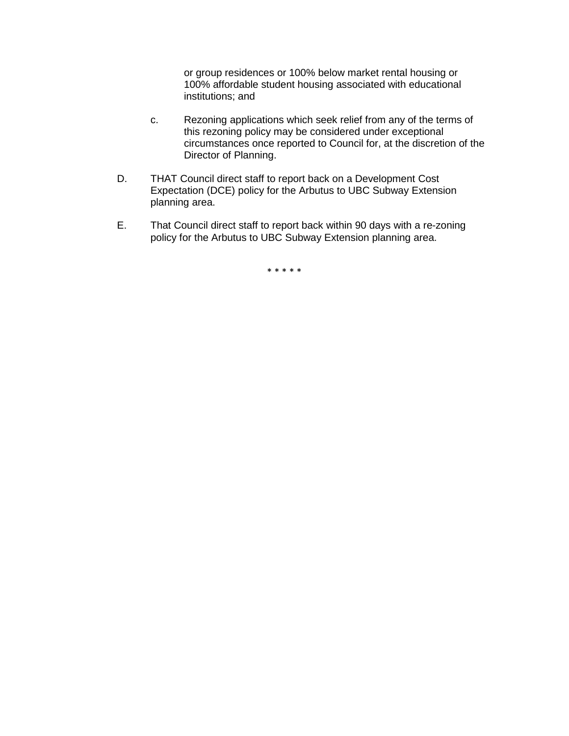or group residences or 100% below market rental housing or 100% affordable student housing associated with educational institutions; and

c. Rezoning applications which seek relief from any of the terms of this rezoning policy may be considered under exceptional circumstances once reported to Council for, at the discretion of the Director of Planning.

D. THAT Council direct staff to report back on a Development Cost Expectation (DCE) policy for the Arbutus to UBC Subway Extension planning area.

E. That Council direct staff to report back within 90 days with a re-zoning policy for the Arbutus to UBC Subway Extension planning area.

* * * * *